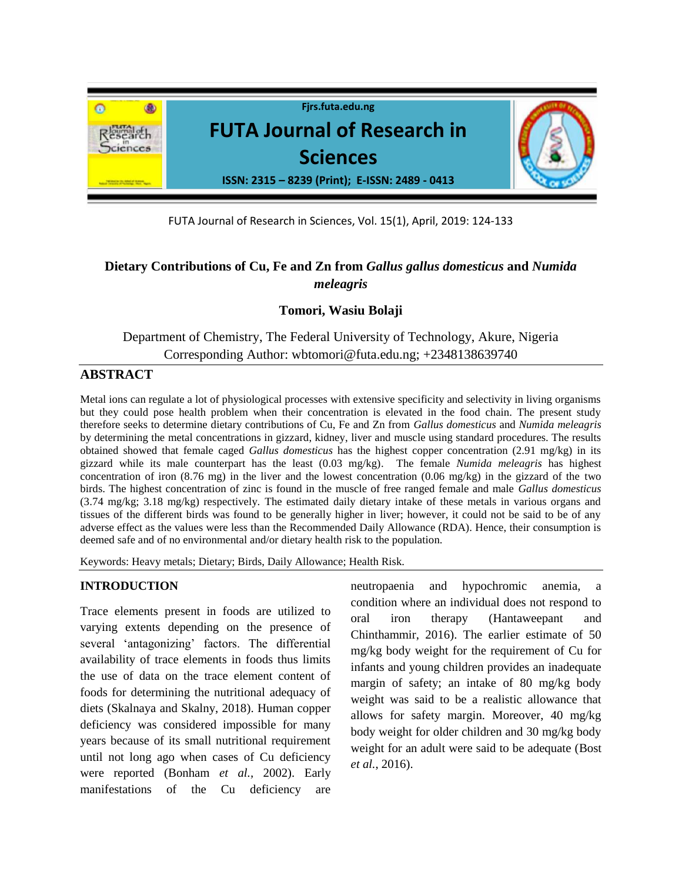# Dietary Contributions of Cu, Fe and Zn from *Gallus gallus domesticus* and *Numida meleagris*

**Tomori, Wasiu Bolaji**

Department of Chemistry, The Federal University of Technology, Akure, Nigeria
Corresponding Author: wbtomori@futa.edu.ng; +2348138639740

## ABSTRACT

Metal ions can regulate a lot of physiological processes with extensive specificity and selectivity in living organisms but they could pose health problem when their concentration is elevated in the food chain. The present study therefore seeks to determine dietary contributions of Cu, Fe and Zn from *Gallus domesticus* and *Numida meleagris* by determining the metal concentrations in gizzard, kidney, liver and muscle using standard procedures. The results obtained showed that female caged *Gallus domesticus* has the highest copper concentration (2.91 mg/kg) in its gizzard while its male counterpart has the least (0.03 mg/kg). The female *Numida meleagris* has highest concentration of iron (8.76 mg) in the liver and the lowest concentration (0.06 mg/kg) in the gizzard of the two birds. The highest concentration of zinc is found in the muscle of free ranged female and male *Gallus domesticus* (3.74 mg/kg; 3.18 mg/kg) respectively. The estimated daily dietary intake of these metals in various organs and tissues of the different birds was found to be generally higher in liver; however, it could not be said to be of any adverse effect as the values were less than the Recommended Daily Allowance (RDA). Hence, their consumption is deemed safe and of no environmental and/or dietary health risk to the population.

Keywords: Heavy metals; Dietary; Birds, Daily Allowance; Health Risk.

## INTRODUCTION

Trace elements present in foods are utilized to varying extents depending on the presence of several 'antagonizing' factors. The differential availability of trace elements in foods thus limits the use of data on the trace element content of foods for determining the nutritional adequacy of diets (Skalnaya and Skalny, 2018). Human copper deficiency was considered impossible for many years because of its small nutritional requirement until not long ago when cases of Cu deficiency were reported (Bonham *et al.*, 2002). Early manifestations of the Cu deficiency are neutropaenia and hypochromic anemia, a condition where an individual does not respond to oral iron therapy (Hantaweepant and Chinthammir, 2016). The earlier estimate of 50 mg/kg body weight for the requirement of Cu for infants and young children provides an inadequate margin of safety; an intake of 80 mg/kg body weight was said to be a realistic allowance that allows for safety margin. Moreover, 40 mg/kg body weight for older children and 30 mg/kg body weight for an adult were said to be adequate (Bost *et al.*, 2016).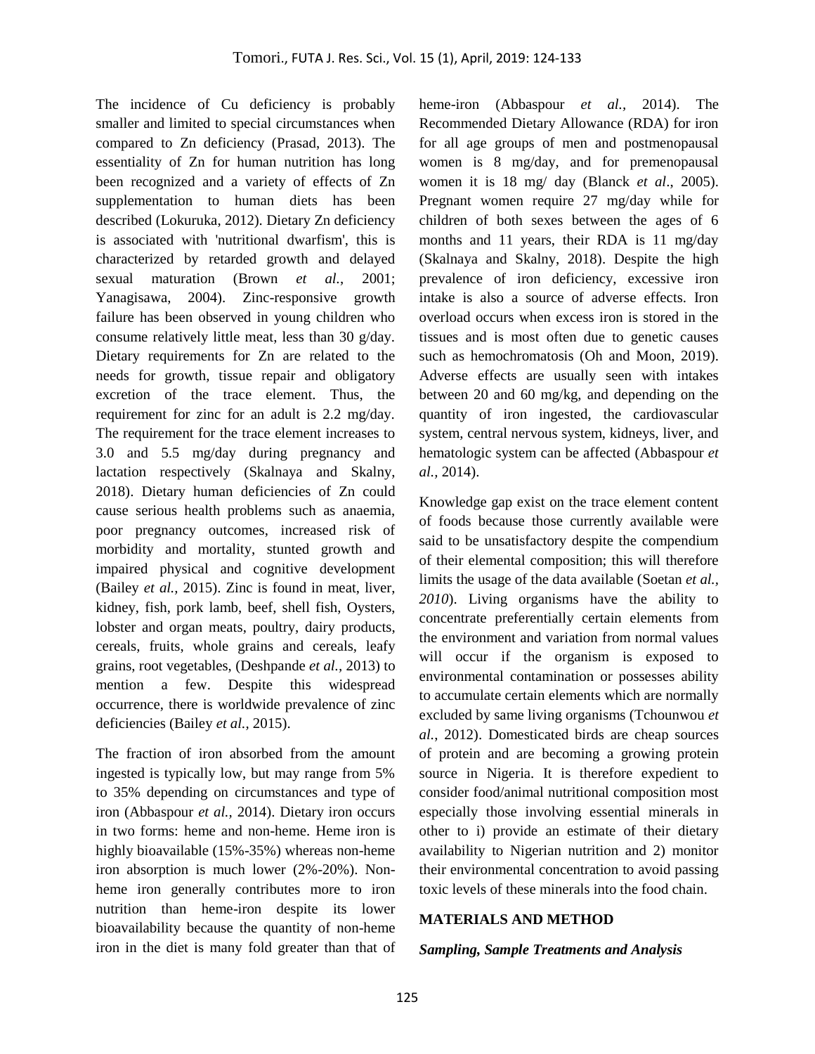The incidence of Cu deficiency is probably smaller and limited to special circumstances when compared to Zn deficiency (Prasad, 2013). The essentiality of Zn for human nutrition has long been recognized and a variety of effects of Zn supplementation to human diets has been described (Lokuruka, 2012). Dietary Zn deficiency is associated with 'nutritional dwarfism', this is characterized by retarded growth and delayed sexual maturation (Brown *et al.,* 2001; Yanagisawa, 2004). Zinc-responsive growth failure has been observed in young children who consume relatively little meat, less than 30 g/day. Dietary requirements for Zn are related to the needs for growth, tissue repair and obligatory excretion of the trace element. Thus, the requirement for zinc for an adult is 2.2 mg/day. The requirement for the trace element increases to 3.0 and 5.5 mg/day during pregnancy and lactation respectively (Skalnaya and Skalny, 2018). Dietary human deficiencies of Zn could cause serious health problems such as anaemia, poor pregnancy outcomes, increased risk of morbidity and mortality, stunted growth and impaired physical and cognitive development (Bailey *et al.,* 2015). Zinc is found in meat, liver, kidney, fish, pork lamb, beef, shell fish, Oysters, lobster and organ meats, poultry, dairy products, cereals, fruits, whole grains and cereals, leafy grains, root vegetables, (Deshpande *et al.*, 2013) to mention a few. Despite this widespread occurrence, there is worldwide prevalence of zinc deficiencies (Bailey *et al.,* 2015).

The fraction of iron absorbed from the amount ingested is typically low, but may range from 5% to 35% depending on circumstances and type of iron (Abbaspour *et al.,* 2014). Dietary iron occurs in two forms: heme and non-heme. Heme iron is highly bioavailable (15%-35%) whereas non-heme iron absorption is much lower (2%-20%). Non-heme iron generally contributes more to iron nutrition than heme-iron despite its lower bioavailability because the quantity of non-heme iron in the diet is many fold greater than that of heme-iron (Abbaspour *et al.,* 2014). The Recommended Dietary Allowance (RDA) for iron for all age groups of men and postmenopausal women is 8 mg/day, and for premenopausal women it is 18 mg/ day (Blanck *et al*., 2005). Pregnant women require 27 mg/day while for children of both sexes between the ages of 6 months and 11 years, their RDA is 11 mg/day (Skalnaya and Skalny, 2018). Despite the high prevalence of iron deficiency, excessive iron intake is also a source of adverse effects. Iron overload occurs when excess iron is stored in the tissues and is most often due to genetic causes such as hemochromatosis (Oh and Moon, 2019). Adverse effects are usually seen with intakes between 20 and 60 mg/kg, and depending on the quantity of iron ingested, the cardiovascular system, central nervous system, kidneys, liver, and hematologic system can be affected (Abbaspour *et al.,* 2014).

Knowledge gap exist on the trace element content of foods because those currently available were said to be unsatisfactory despite the compendium of their elemental composition; this will therefore limits the usage of the data available (Soetan *et al., 2010*). Living organisms have the ability to concentrate preferentially certain elements from the environment and variation from normal values will occur if the organism is exposed to environmental contamination or possesses ability to accumulate certain elements which are normally excluded by same living organisms (Tchounwou *et al.*, 2012). Domesticated birds are cheap sources of protein and are becoming a growing protein source in Nigeria. It is therefore expedient to consider food/animal nutritional composition most especially those involving essential minerals in other to i) provide an estimate of their dietary availability to Nigerian nutrition and 2) monitor their environmental concentration to avoid passing toxic levels of these minerals into the food chain.

## MATERIALS AND METHOD

### *Sampling, Sample Treatments and Analysis*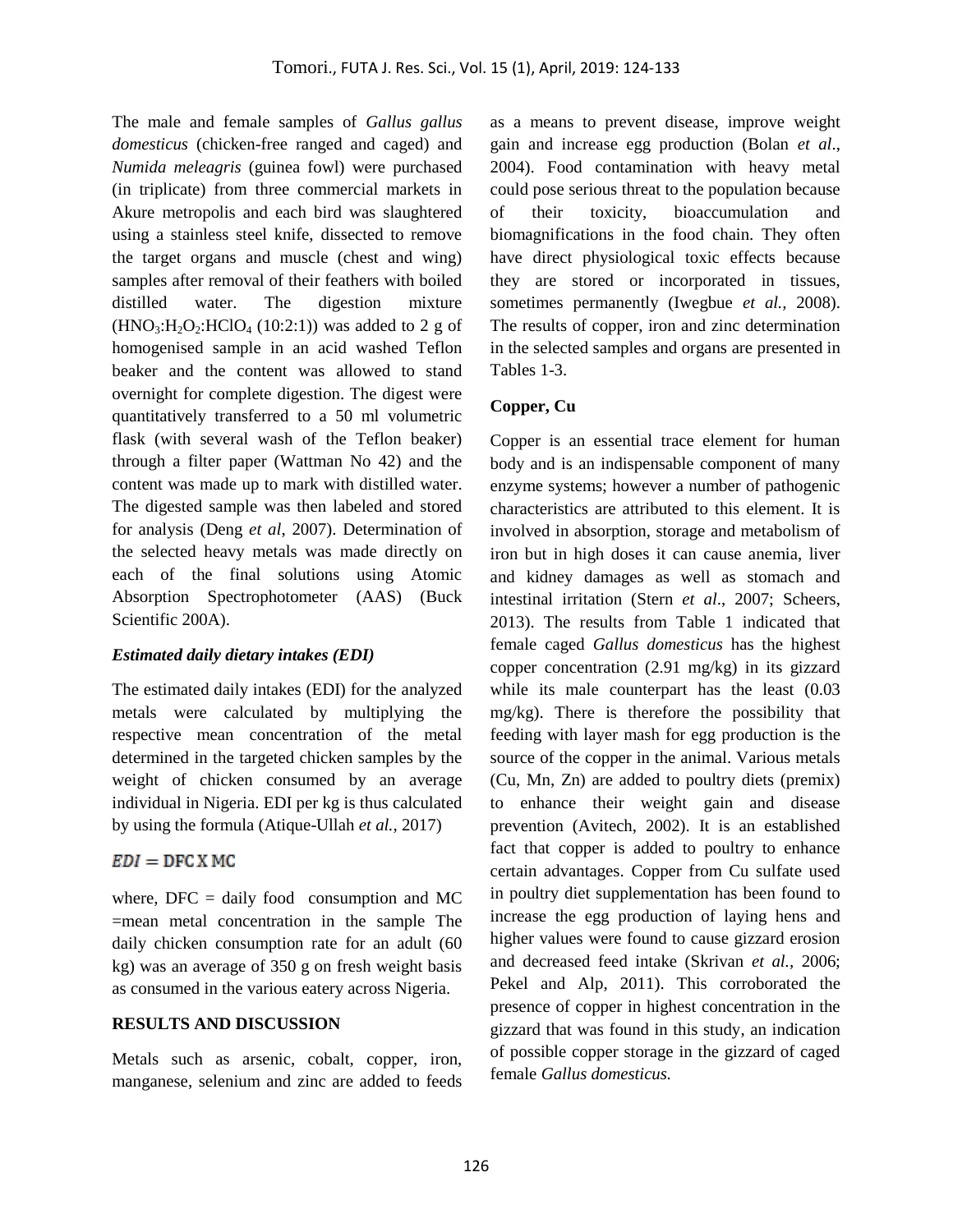The male and female samples of *Gallus gallus domesticus* (chicken-free ranged and caged) and *Numida meleagris* (guinea fowl) were purchased (in triplicate) from three commercial markets in Akure metropolis and each bird was slaughtered using a stainless steel knife, dissected to remove the target organs and muscle (chest and wing) samples after removal of their feathers with boiled distilled water. The digestion mixture ($HNO_3$:$H_2O_2$:$HClO_4$ (10:2:1)) was added to 2 g of homogenised sample in an acid washed Teflon beaker and the content was allowed to stand overnight for complete digestion. The digest were quantitatively transferred to a 50 ml volumetric flask (with several wash of the Teflon beaker) through a filter paper (Wattman No 42) and the content was made up to mark with distilled water. The digested sample was then labeled and stored for analysis (Deng *et al*, 2007). Determination of the selected heavy metals was made directly on each of the final solutions using Atomic Absorption Spectrophotometer (AAS) (Buck Scientific 200A).

### *Estimated daily dietary intakes (EDI)*

The estimated daily intakes (EDI) for the analyzed metals were calculated by multiplying the respective mean concentration of the metal determined in the targeted chicken samples by the weight of chicken consumed by an average individual in Nigeria. EDI per kg is thus calculated by using the formula (Atique-Ullah *et al.*, 2017)

$$EDI = \text{DFC X MC}$$

where, DFC = daily food consumption and MC =mean metal concentration in the sample The daily chicken consumption rate for an adult (60 kg) was an average of 350 g on fresh weight basis as consumed in the various eatery across Nigeria.

## RESULTS AND DISCUSSION

Metals such as arsenic, cobalt, copper, iron, manganese, selenium and zinc are added to feeds as a means to prevent disease, improve weight gain and increase egg production (Bolan *et al*., 2004). Food contamination with heavy metal could pose serious threat to the population because of their toxicity, bioaccumulation and biomagnifications in the food chain. They often have direct physiological toxic effects because they are stored or incorporated in tissues, sometimes permanently (Iwegbue *et al.*, 2008). The results of copper, iron and zinc determination in the selected samples and organs are presented in Tables 1-3.

### Copper, Cu

Copper is an essential trace element for human body and is an indispensable component of many enzyme systems; however a number of pathogenic characteristics are attributed to this element. It is involved in absorption, storage and metabolism of iron but in high doses it can cause anemia, liver and kidney damages as well as stomach and intestinal irritation (Stern *et al*., 2007; Scheers, 2013). The results from Table 1 indicated that female caged *Gallus domesticus* has the highest copper concentration (2.91 mg/kg) in its gizzard while its male counterpart has the least (0.03 mg/kg). There is therefore the possibility that feeding with layer mash for egg production is the source of the copper in the animal. Various metals (Cu, Mn, Zn) are added to poultry diets (premix) to enhance their weight gain and disease prevention (Avitech, 2002). It is an established fact that copper is added to poultry to enhance certain advantages. Copper from Cu sulfate used in poultry diet supplementation has been found to increase the egg production of laying hens and higher values were found to cause gizzard erosion and decreased feed intake (Skrivan *et al.*, 2006; Pekel and Alp, 2011). This corroborated the presence of copper in highest concentration in the gizzard that was found in this study, an indication of possible copper storage in the gizzard of caged female *Gallus domesticus.*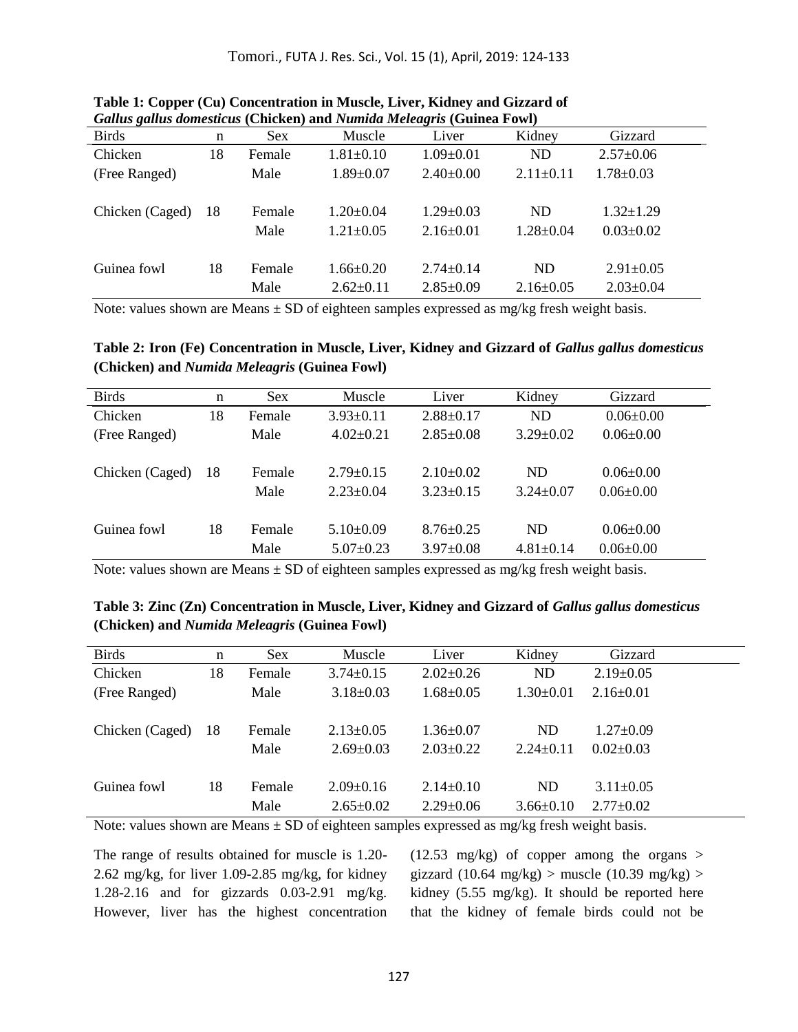**Table 1: Copper (Cu) Concentration in Muscle, Liver, Kidney and Gizzard of *Gallus gallus domesticus* (Chicken) and *Numida Meleagris* (Guinea Fowl)**

| Birds | n | Sex | Muscle | Liver | Kidney | Gizzard |
|---|---|---|---|---|---|---|
| Chicken | 18 | Female | 1.81±0.10 | 1.09±0.01 | ND | 2.57±0.06 |
| (Free Ranged) | | Male | 1.89±0.07 | 2.40±0.00 | 2.11±0.11 | 1.78±0.03 |
| Chicken (Caged) | 18 | Female | 1.20±0.04 | 1.29±0.03 | ND | 1.32±1.29 |
| | | Male | 1.21±0.05 | 2.16±0.01 | 1.28±0.04 | 0.03±0.02 |
| Guinea fowl | 18 | Female | 1.66±0.20 | 2.74±0.14 | ND | 2.91±0.05 |
| | | Male | 2.62±0.11 | 2.85±0.09 | 2.16±0.05 | 2.03±0.04 |

Note: values shown are Means ± SD of eighteen samples expressed as mg/kg fresh weight basis.

**Table 2: Iron (Fe) Concentration in Muscle, Liver, Kidney and Gizzard of *Gallus gallus domesticus* (Chicken) and *Numida Meleagris* (Guinea Fowl)**

| Birds | n | Sex | Muscle | Liver | Kidney | Gizzard |
|---|---|---|---|---|---|---|
| Chicken | 18 | Female | 3.93±0.11 | 2.88±0.17 | ND | 0.06±0.00 |
| (Free Ranged) | | Male | 4.02±0.21 | 2.85±0.08 | 3.29±0.02 | 0.06±0.00 |
| Chicken (Caged) | 18 | Female | 2.79±0.15 | 2.10±0.02 | ND | 0.06±0.00 |
| | | Male | 2.23±0.04 | 3.23±0.15 | 3.24±0.07 | 0.06±0.00 |
| Guinea fowl | 18 | Female | 5.10±0.09 | 8.76±0.25 | ND | 0.06±0.00 |
| | | Male | 5.07±0.23 | 3.97±0.08 | 4.81±0.14 | 0.06±0.00 |

Note: values shown are Means ± SD of eighteen samples expressed as mg/kg fresh weight basis.

**Table 3: Zinc (Zn) Concentration in Muscle, Liver, Kidney and Gizzard of *Gallus gallus domesticus* (Chicken) and *Numida Meleagris* (Guinea Fowl)**

| Birds | n | Sex | Muscle | Liver | Kidney | Gizzard |
|---|---|---|---|---|---|---|
| Chicken | 18 | Female | 3.74±0.15 | 2.02±0.26 | ND | 2.19±0.05 |
| (Free Ranged) | | Male | 3.18±0.03 | 1.68±0.05 | 1.30±0.01 | 2.16±0.01 |
| Chicken (Caged) | 18 | Female | 2.13±0.05 | 1.36±0.07 | ND | 1.27±0.09 |
| | | Male | 2.69±0.03 | 2.03±0.22 | 2.24±0.11 | 0.02±0.03 |
| Guinea fowl | 18 | Female | 2.09±0.16 | 2.14±0.10 | ND | 3.11±0.05 |
| | | Male | 2.65±0.02 | 2.29±0.06 | 3.66±0.10 | 2.77±0.02 |

Note: values shown are Means ± SD of eighteen samples expressed as mg/kg fresh weight basis.

The range of results obtained for muscle is 1.20-2.62 mg/kg, for liver 1.09-2.85 mg/kg, for kidney 1.28-2.16 and for gizzards 0.03-2.91 mg/kg. However, liver has the highest concentration (12.53 mg/kg) of copper among the organs > gizzard (10.64 mg/kg) > muscle (10.39 mg/kg) > kidney (5.55 mg/kg). It should be reported here that the kidney of female birds could not be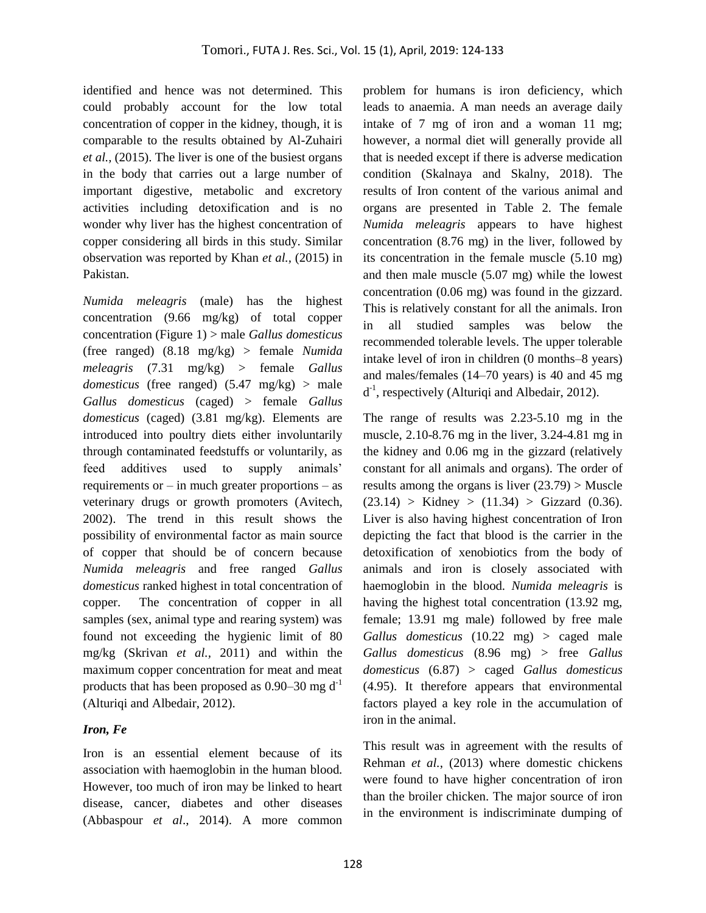identified and hence was not determined. This could probably account for the low total concentration of copper in the kidney, though, it is comparable to the results obtained by Al-Zuhairi *et al.*, (2015). The liver is one of the busiest organs in the body that carries out a large number of important digestive, metabolic and excretory activities including detoxification and is no wonder why liver has the highest concentration of copper considering all birds in this study. Similar observation was reported by Khan *et al.*, (2015) in Pakistan.

*Numida meleagris* (male) has the highest concentration (9.66 mg/kg) of total copper concentration (Figure 1) > male *Gallus domesticus* (free ranged) (8.18 mg/kg) > female *Numida meleagris* (7.31 mg/kg) > female *Gallus domesticus* (free ranged) (5.47 mg/kg) > male *Gallus domesticus* (caged) > female *Gallus domesticus* (caged) (3.81 mg/kg). Elements are introduced into poultry diets either involuntarily through contaminated feedstuffs or voluntarily, as feed additives used to supply animals' requirements or – in much greater proportions – as veterinary drugs or growth promoters (Avitech, 2002). The trend in this result shows the possibility of environmental factor as main source of copper that should be of concern because *Numida meleagris* and free ranged *Gallus domesticus* ranked highest in total concentration of copper. The concentration of copper in all samples (sex, animal type and rearing system) was found not exceeding the hygienic limit of 80 mg/kg (Skrivan *et al.*, 2011) and within the maximum copper concentration for meat and meat products that has been proposed as 0.90–30 mg $d^{-1}$ (Alturiqi and Albedair, 2012).

### *Iron, Fe*

Iron is an essential element because of its association with haemoglobin in the human blood. However, too much of iron may be linked to heart disease, cancer, diabetes and other diseases (Abbaspour *et al*., 2014). A more common problem for humans is iron deficiency, which leads to anaemia. A man needs an average daily intake of 7 mg of iron and a woman 11 mg; however, a normal diet will generally provide all that is needed except if there is adverse medication condition (Skalnaya and Skalny, 2018). The results of Iron content of the various animal and organs are presented in Table 2. The female *Numida meleagris* appears to have highest concentration (8.76 mg) in the liver, followed by its concentration in the female muscle (5.10 mg) and then male muscle (5.07 mg) while the lowest concentration (0.06 mg) was found in the gizzard. This is relatively constant for all the animals. Iron in all studied samples was below the recommended tolerable levels. The upper tolerable intake level of iron in children (0 months–8 years) and males/females (14–70 years) is 40 and 45 mg $d^{-1}$, respectively (Alturiqi and Albedair, 2012).

The range of results was 2.23-5.10 mg in the muscle, 2.10-8.76 mg in the liver, 3.24-4.81 mg in the kidney and 0.06 mg in the gizzard (relatively constant for all animals and organs). The order of results among the organs is liver (23.79) > Muscle (23.14) > Kidney > (11.34) > Gizzard (0.36). Liver is also having highest concentration of Iron depicting the fact that blood is the carrier in the detoxification of xenobiotics from the body of animals and iron is closely associated with haemoglobin in the blood. *Numida meleagris* is having the highest total concentration (13.92 mg, female; 13.91 mg male) followed by free male *Gallus domesticus* (10.22 mg) > caged male *Gallus domesticus* (8.96 mg) > free *Gallus domesticus* (6.87) > caged *Gallus domesticus* (4.95). It therefore appears that environmental factors played a key role in the accumulation of iron in the animal.

This result was in agreement with the results of Rehman *et al.*, (2013) where domestic chickens were found to have higher concentration of iron than the broiler chicken. The major source of iron in the environment is indiscriminate dumping of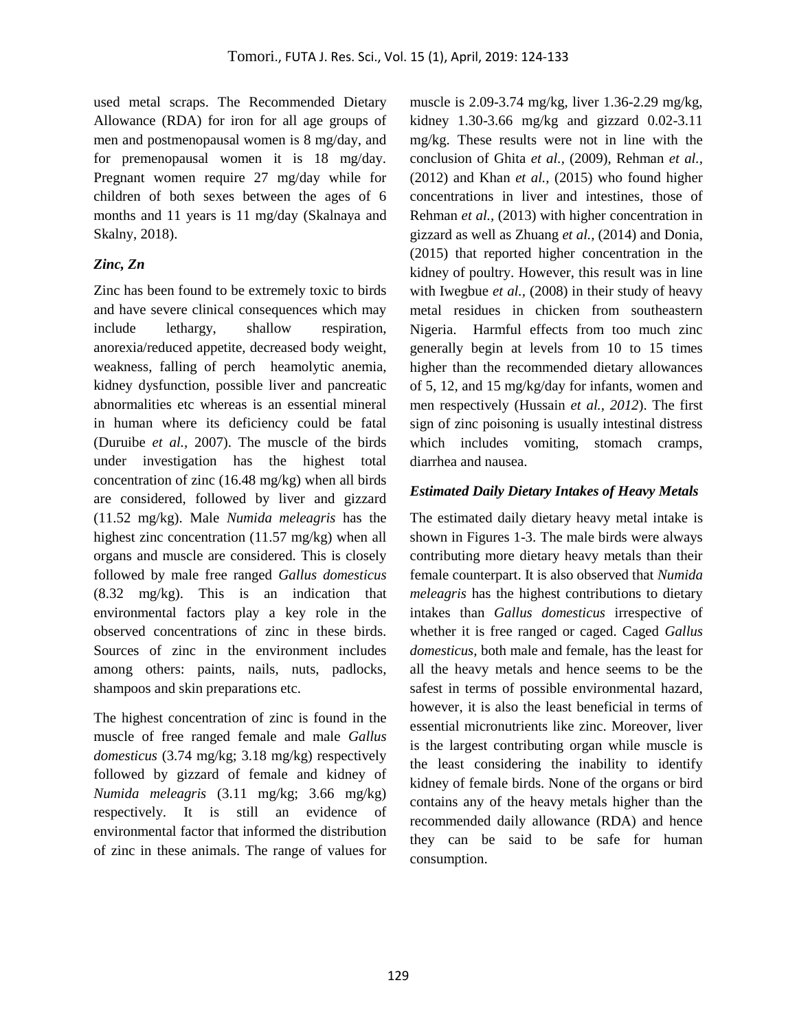used metal scraps. The Recommended Dietary Allowance (RDA) for iron for all age groups of men and postmenopausal women is 8 mg/day, and for premenopausal women it is 18 mg/day. Pregnant women require 27 mg/day while for children of both sexes between the ages of 6 months and 11 years is 11 mg/day (Skalnaya and Skalny, 2018).

### *Zinc, Zn*

Zinc has been found to be extremely toxic to birds and have severe clinical consequences which may include lethargy, shallow respiration, anorexia/reduced appetite, decreased body weight, weakness, falling of perch heamolytic anemia, kidney dysfunction, possible liver and pancreatic abnormalities etc whereas is an essential mineral in human where its deficiency could be fatal (Duruibe *et al.,* 2007). The muscle of the birds under investigation has the highest total concentration of zinc (16.48 mg/kg) when all birds are considered, followed by liver and gizzard (11.52 mg/kg). Male *Numida meleagris* has the highest zinc concentration (11.57 mg/kg) when all organs and muscle are considered. This is closely followed by male free ranged *Gallus domesticus* (8.32 mg/kg). This is an indication that environmental factors play a key role in the observed concentrations of zinc in these birds. Sources of zinc in the environment includes among others: paints, nails, nuts, padlocks, shampoos and skin preparations etc.

The highest concentration of zinc is found in the muscle of free ranged female and male *Gallus domesticus* (3.74 mg/kg; 3.18 mg/kg) respectively followed by gizzard of female and kidney of *Numida meleagris* (3.11 mg/kg; 3.66 mg/kg) respectively. It is still an evidence of environmental factor that informed the distribution of zinc in these animals. The range of values for muscle is 2.09-3.74 mg/kg, liver 1.36-2.29 mg/kg, kidney 1.30-3.66 mg/kg and gizzard 0.02-3.11 mg/kg. These results were not in line with the conclusion of Ghita *et al.,* (2009), Rehman *et al.,* (2012) and Khan *et al.,* (2015) who found higher concentrations in liver and intestines, those of Rehman *et al.,* (2013) with higher concentration in gizzard as well as Zhuang *et al.,* (2014) and Donia, (2015) that reported higher concentration in the kidney of poultry. However, this result was in line with Iwegbue *et al.,* (2008) in their study of heavy metal residues in chicken from southeastern Nigeria. Harmful effects from too much zinc generally begin at levels from 10 to 15 times higher than the recommended dietary allowances of 5, 12, and 15 mg/kg/day for infants, women and men respectively (Hussain *et al., 2012*). The first sign of zinc poisoning is usually intestinal distress which includes vomiting, stomach cramps, diarrhea and nausea.

### *Estimated Daily Dietary Intakes of Heavy Metals*

The estimated daily dietary heavy metal intake is shown in Figures 1-3. The male birds were always contributing more dietary heavy metals than their female counterpart. It is also observed that *Numida meleagris* has the highest contributions to dietary intakes than *Gallus domesticus* irrespective of whether it is free ranged or caged. Caged *Gallus domesticus,* both male and female, has the least for all the heavy metals and hence seems to be the safest in terms of possible environmental hazard, however, it is also the least beneficial in terms of essential micronutrients like zinc. Moreover, liver is the largest contributing organ while muscle is the least considering the inability to identify kidney of female birds. None of the organs or bird contains any of the heavy metals higher than the recommended daily allowance (RDA) and hence they can be said to be safe for human consumption.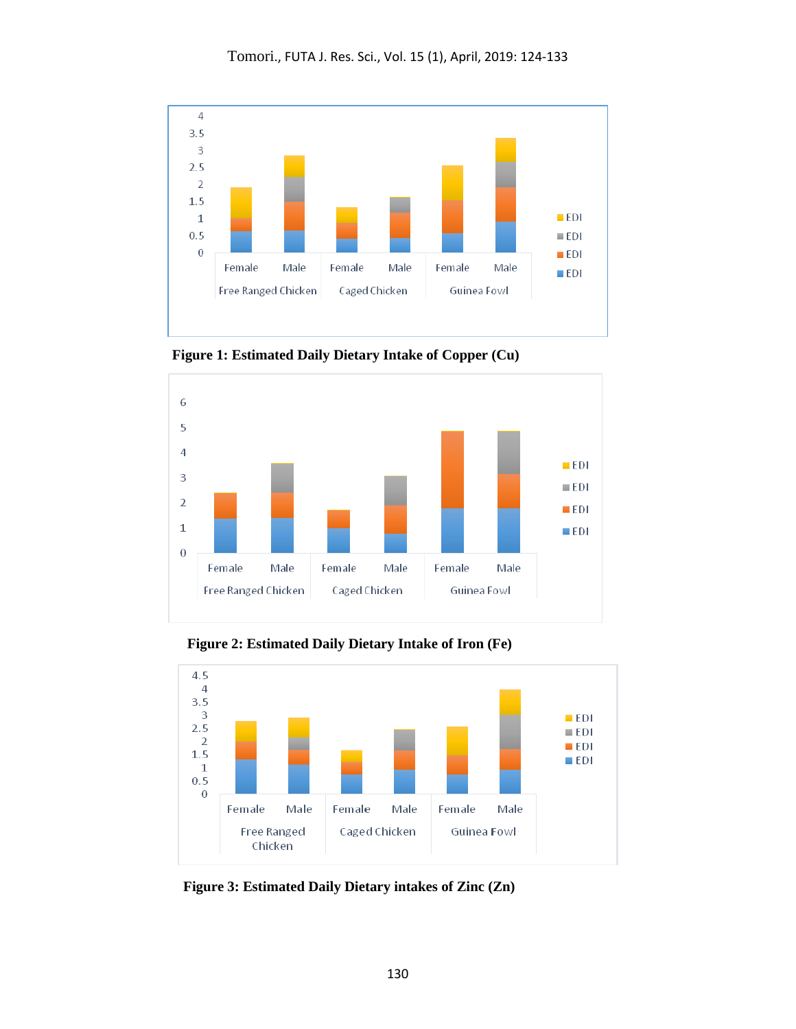Figure 1: Estimated Daily Dietary Intake of Copper (Cu)

Figure 2: Estimated Daily Dietary Intake of Iron (Fe)

Figure 3: Estimated Daily Dietary intakes of Zinc (Zn)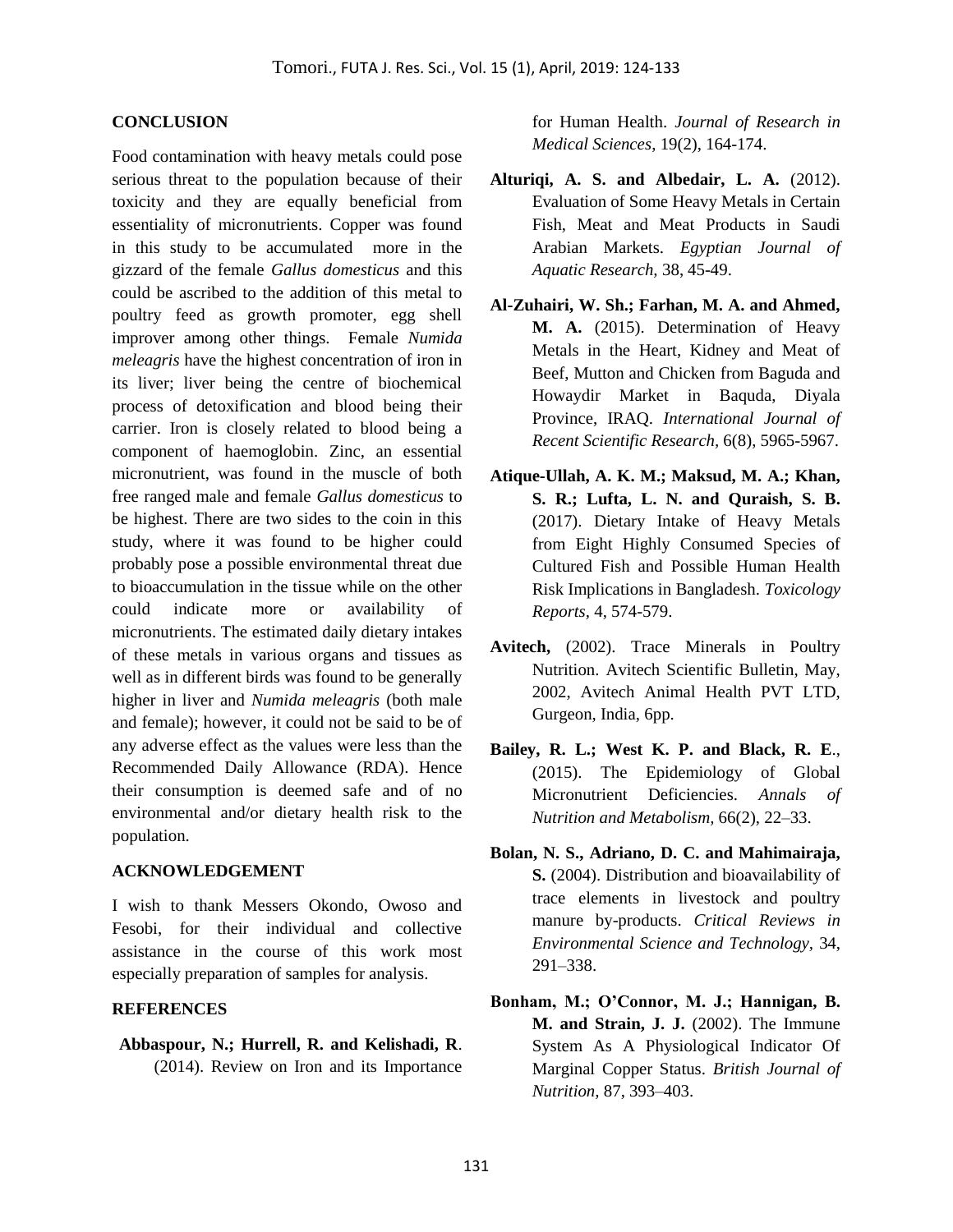## CONCLUSION

Food contamination with heavy metals could pose serious threat to the population because of their toxicity and they are equally beneficial from essentiality of micronutrients. Copper was found in this study to be accumulated more in the gizzard of the female *Gallus domesticus* and this could be ascribed to the addition of this metal to poultry feed as growth promoter, egg shell improver among other things. Female *Numida meleagris* have the highest concentration of iron in its liver; liver being the centre of biochemical process of detoxification and blood being their carrier. Iron is closely related to blood being a component of haemoglobin. Zinc, an essential micronutrient, was found in the muscle of both free ranged male and female *Gallus domesticus* to be highest. There are two sides to the coin in this study, where it was found to be higher could probably pose a possible environmental threat due to bioaccumulation in the tissue while on the other could indicate more or availability of micronutrients. The estimated daily dietary intakes of these metals in various organs and tissues as well as in different birds was found to be generally higher in liver and *Numida meleagris* (both male and female); however, it could not be said to be of any adverse effect as the values were less than the Recommended Daily Allowance (RDA). Hence their consumption is deemed safe and of no environmental and/or dietary health risk to the population.

## ACKNOWLEDGEMENT

I wish to thank Messers Okondo, Owoso and Fesobi, for their individual and collective assistance in the course of this work most especially preparation of samples for analysis.

## REFERENCES

**Abbaspour, N.; Hurrell, R. and Kelishadi, R**. (2014). Review on Iron and its Importance for Human Health. *Journal of Research in Medical Sciences*, 19(2), 164-174.

**Alturiqi, A. S. and Albedair, L. A.** (2012). Evaluation of Some Heavy Metals in Certain Fish, Meat and Meat Products in Saudi Arabian Markets. *Egyptian Journal of Aquatic Research*, 38, 45-49.

**Al-Zuhairi, W. Sh.; Farhan, M. A. and Ahmed, M. A.** (2015). Determination of Heavy Metals in the Heart, Kidney and Meat of Beef, Mutton and Chicken from Baguda and Howaydir Market in Baquda, Diyala Province, IRAQ. *International Journal of Recent Scientific Research*, 6(8), 5965-5967.

**Atique-Ullah, A. K. M.; Maksud, M. A.; Khan, S. R.; Lufta, L. N. and Quraish, S. B.** (2017). Dietary Intake of Heavy Metals from Eight Highly Consumed Species of Cultured Fish and Possible Human Health Risk Implications in Bangladesh. *Toxicology Reports*, 4, 574-579.

**Avitech,** (2002). Trace Minerals in Poultry Nutrition. Avitech Scientific Bulletin, May, 2002, Avitech Animal Health PVT LTD, Gurgeon, India, 6pp.

**Bailey, R. L.; West K. P. and Black, R. E**., (2015). The Epidemiology of Global Micronutrient Deficiencies. *Annals of Nutrition and Metabolism*, 66(2), 22–33.

**Bolan, N. S., Adriano, D. C. and Mahimairaja, S.** (2004). Distribution and bioavailability of trace elements in livestock and poultry manure by-products. *Critical Reviews in Environmental Science and Technology*, 34, 291–338.

**Bonham, M.; O'Connor, M. J.; Hannigan, B. M. and Strain, J. J.** (2002). The Immune System As A Physiological Indicator Of Marginal Copper Status. *British Journal of Nutrition*, 87, 393–403.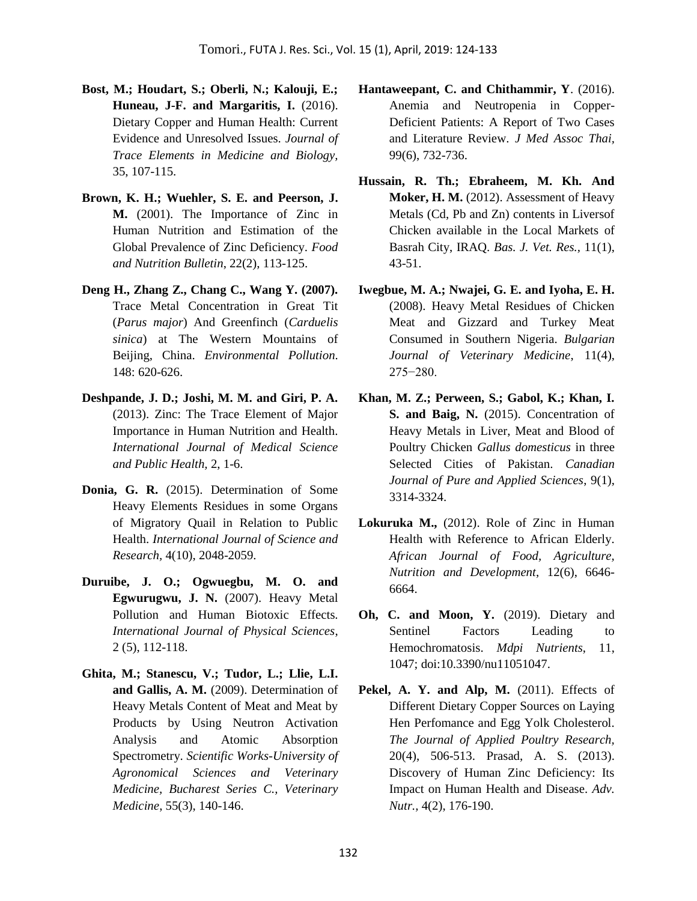**Bost, M.; Houdart, S.; Oberli, N.; Kalouji, E.; Huneau, J-F. and Margaritis, I.** (2016). Dietary Copper and Human Health: Current Evidence and Unresolved Issues. *Journal of Trace Elements in Medicine and Biology*, 35, 107-115.

**Brown, K. H.; Wuehler, S. E. and Peerson, J. M.** (2001). The Importance of Zinc in Human Nutrition and Estimation of the Global Prevalence of Zinc Deficiency. *Food and Nutrition Bulletin*, 22(2), 113-125.

**Deng H., Zhang Z., Chang C., Wang Y. (2007).** Trace Metal Concentration in Great Tit (*Parus major*) And Greenfinch (*Carduelis sinica*) at The Western Mountains of Beijing, China. *Environmental Pollution.* 148: 620-626.

**Deshpande, J. D.; Joshi, M. M. and Giri, P. A.** (2013). Zinc: The Trace Element of Major Importance in Human Nutrition and Health. *International Journal of Medical Science and Public Health,* 2, 1-6.

**Donia, G. R.** (2015). Determination of Some Heavy Elements Residues in some Organs of Migratory Quail in Relation to Public Health. *International Journal of Science and Research,* 4(10), 2048-2059.

**Duruibe, J. O.; Ogwuegbu, M. O. and Egwurugwu, J. N.** (2007). Heavy Metal Pollution and Human Biotoxic Effects. *International Journal of Physical Sciences*, 2 (5), 112-118.

**Ghita, M.; Stanescu, V.; Tudor, L.; Llie, L.I. and Gallis, A. M.** (2009). Determination of Heavy Metals Content of Meat and Meat by Products by Using Neutron Activation Analysis and Atomic Absorption Spectrometry. *Scientific Works-University of Agronomical Sciences and Veterinary Medicine, Bucharest Series C., Veterinary Medicine*, 55(3), 140-146.

**Hantaweepant, C. and Chithammir, Y**. (2016). Anemia and Neutropenia in Copper-Deficient Patients: A Report of Two Cases and Literature Review. *J Med Assoc Thai*, 99(6), 732-736.

**Hussain, R. Th.; Ebraheem, M. Kh. And Moker, H. M.** (2012). Assessment of Heavy Metals (Cd, Pb and Zn) contents in Liversof Chicken available in the Local Markets of Basrah City, IRAQ. *Bas. J. Vet. Res.*, 11(1), 43-51.

**Iwegbue, M. A.; Nwajei, G. E. and Iyoha, E. H.** (2008). Heavy Metal Residues of Chicken Meat and Gizzard and Turkey Meat Consumed in Southern Nigeria. *Bulgarian Journal of Veterinary Medicine*, 11(4), 275−280.

**Khan, M. Z.; Perween, S.; Gabol, K.; Khan, I. S. and Baig, N.** (2015). Concentration of Heavy Metals in Liver, Meat and Blood of Poultry Chicken *Gallus domesticus* in three Selected Cities of Pakistan. *Canadian Journal of Pure and Applied Sciences*, 9(1), 3314-3324.

**Lokuruka M.,** (2012). Role of Zinc in Human Health with Reference to African Elderly. *African Journal of Food, Agriculture, Nutrition and Development*, 12(6), 6646-6664.

**Oh, C. and Moon, Y.** (2019). Dietary and Sentinel Factors Leading to Hemochromatosis. *Mdpi Nutrients*, 11, 1047; doi:10.3390/nu11051047.

**Pekel, A. Y. and Alp, M.** (2011). Effects of Different Dietary Copper Sources on Laying Hen Perfomance and Egg Yolk Cholesterol. *The Journal of Applied Poultry Research,* 20(4), 506-513. Prasad, A. S. (2013). Discovery of Human Zinc Deficiency: Its Impact on Human Health and Disease. *Adv. Nutr.*, 4(2), 176-190.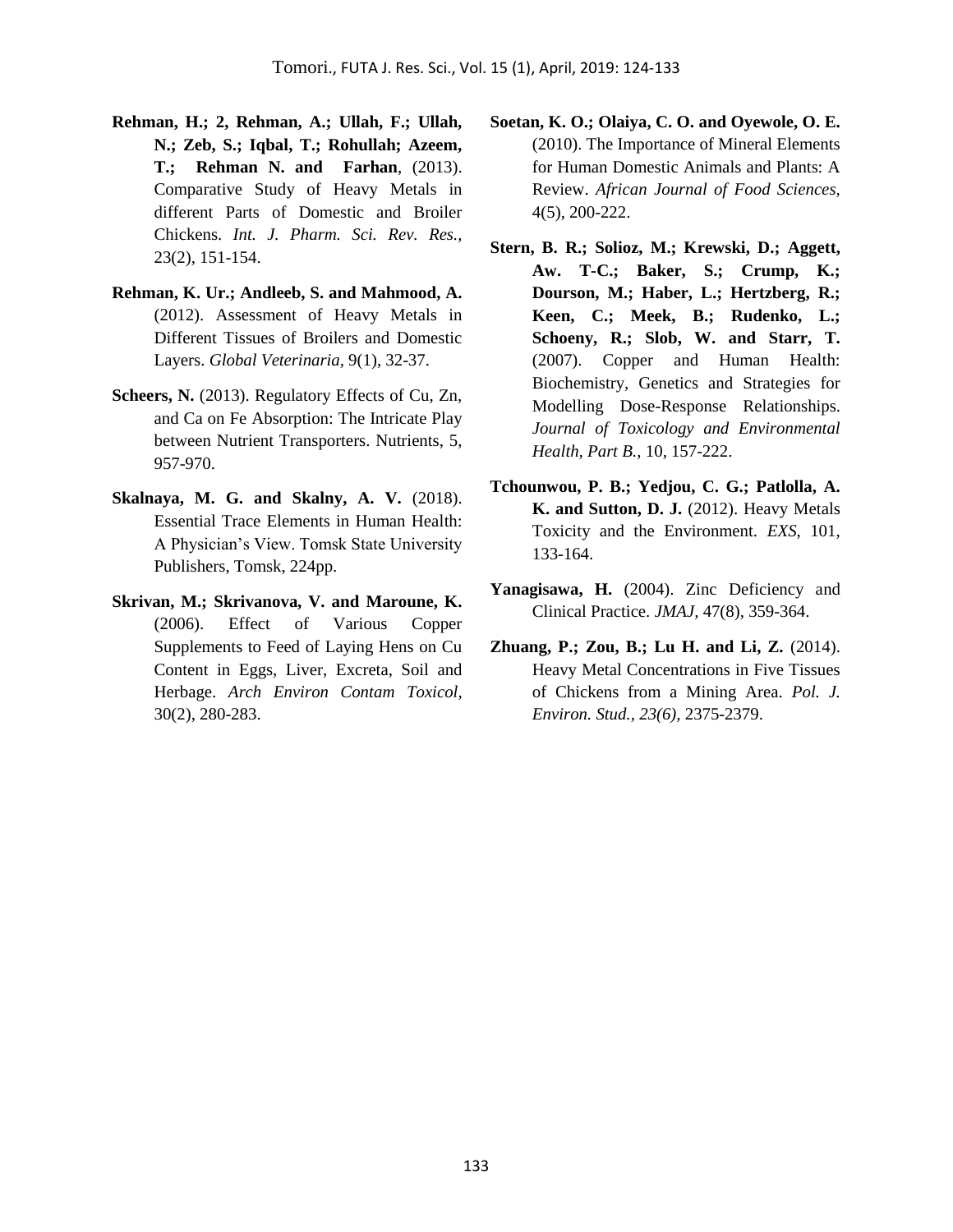**Rehman, H.; 2, Rehman, A.; Ullah, F.; Ullah, N.; Zeb, S.; Iqbal, T.; Rohullah; Azeem, T.; Rehman N. and Farhan**, (2013). Comparative Study of Heavy Metals in different Parts of Domestic and Broiler Chickens. *Int. J. Pharm. Sci. Rev. Res.*, 23(2), 151-154.

**Rehman, K. Ur.; Andleeb, S. and Mahmood, A.** (2012). Assessment of Heavy Metals in Different Tissues of Broilers and Domestic Layers. *Global Veterinaria*, 9(1), 32-37.

**Scheers, N.** (2013). Regulatory Effects of Cu, Zn, and Ca on Fe Absorption: The Intricate Play between Nutrient Transporters. Nutrients, 5, 957-970.

**Skalnaya, M. G. and Skalny, A. V.** (2018). Essential Trace Elements in Human Health: A Physician's View. Tomsk State University Publishers, Tomsk, 224pp.

**Skrivan, M.; Skrivanova, V. and Maroune, K.** (2006). Effect of Various Copper Supplements to Feed of Laying Hens on Cu Content in Eggs, Liver, Excreta, Soil and Herbage. *Arch Environ Contam Toxicol*, 30(2), 280-283.

**Soetan, K. O.; Olaiya, C. O. and Oyewole, O. E.** (2010). The Importance of Mineral Elements for Human Domestic Animals and Plants: A Review. *African Journal of Food Sciences*, 4(5), 200-222.

**Stern, B. R.; Solioz, M.; Krewski, D.; Aggett, Aw. T-C.; Baker, S.; Crump, K.; Dourson, M.; Haber, L.; Hertzberg, R.; Keen, C.; Meek, B.; Rudenko, L.; Schoeny, R.; Slob, W. and Starr, T.** (2007). Copper and Human Health: Biochemistry, Genetics and Strategies for Modelling Dose-Response Relationships. *Journal of Toxicology and Environmental Health, Part B.*, 10, 157-222.

**Tchounwou, P. B.; Yedjou, C. G.; Patlolla, A. K. and Sutton, D. J.** (2012). Heavy Metals Toxicity and the Environment. *EXS*, 101, 133-164.

**Yanagisawa, H.** (2004). Zinc Deficiency and Clinical Practice. *JMAJ*, 47(8), 359-364.

**Zhuang, P.; Zou, B.; Lu H. and Li, Z.** (2014). Heavy Metal Concentrations in Five Tissues of Chickens from a Mining Area. *Pol. J. Environ. Stud., 23(6)*, 2375-2379.